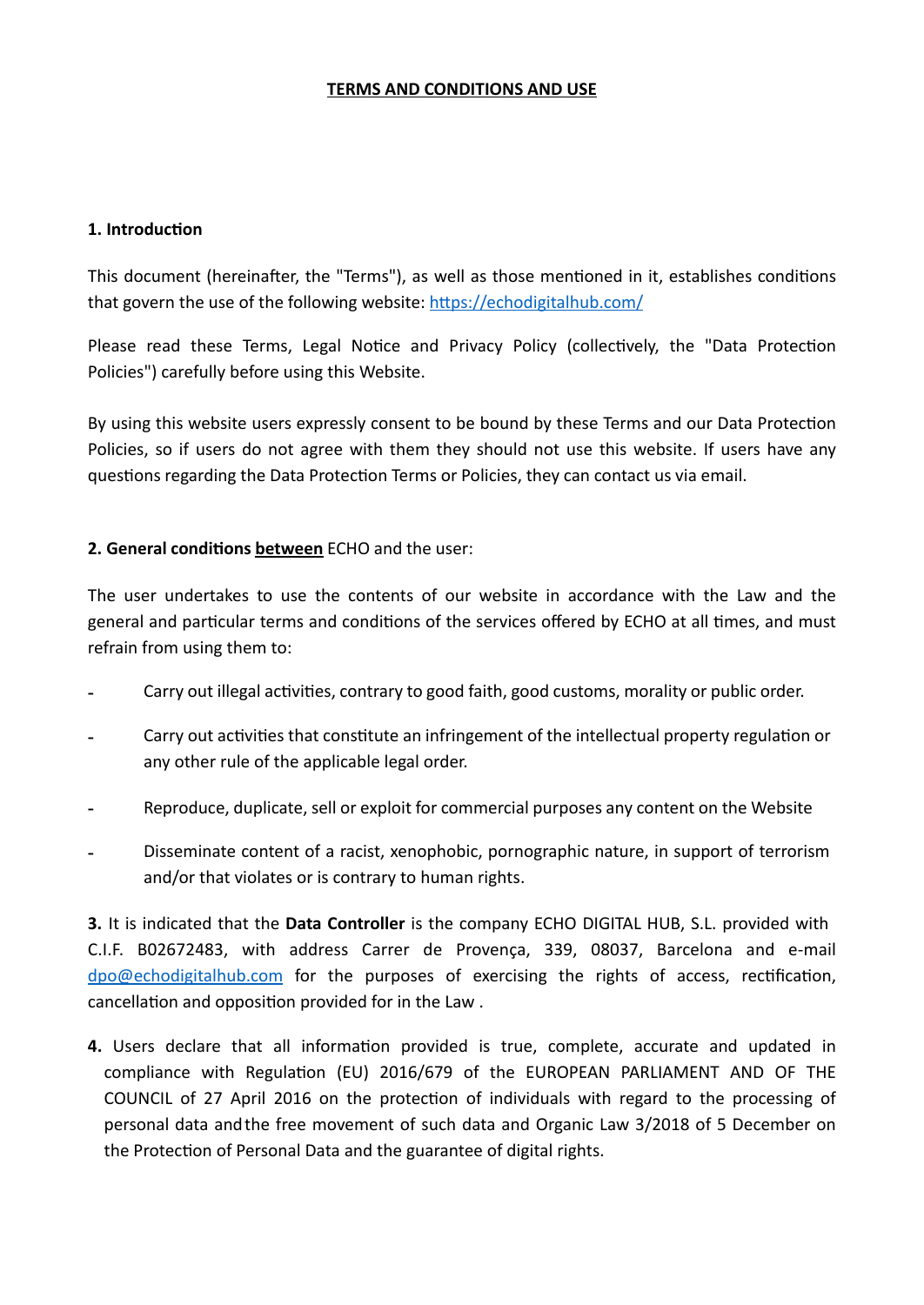# TERMS AND CONDITIONS AND USE

## 1. Introduction

This document (hereinafter, the "Terms"), as well as those mentioned in it, establishes conditions that govern the use of the following website: [https://echodigitalhub.com/](https://echodigitalhub.com/)

Please read these Terms, Legal Notice and Privacy Policy (collectively, the "Data Protection Policies") carefully before using this Website.

By using this website users expressly consent to be bound by these Terms and our Data Protection Policies, so if users do not agree with them they should not use this website. If users have any questions regarding the Data Protection Terms or Policies, they can contact us via email.

## 2. General conditions between ECHO and the user:

The user undertakes to use the contents of our website in accordance with the Law and the general and particular terms and conditions of the services offered by ECHO at all times, and must refrain from using them to:

- Carry out illegal activities, contrary to good faith, good customs, morality or public order.
- Carry out activities that constitute an infringement of the intellectual property regulation or any other rule of the applicable legal order.
- Reproduce, duplicate, sell or exploit for commercial purposes any content on the Website
- Disseminate content of a racist, xenophobic, pornographic nature, in support of terrorism and/or that violates or is contrary to human rights.

**3.** It is indicated that the **Data Controller** is the company ECHO DIGITAL HUB, S.L. provided with C.I.F. B02672483, with address Carrer de Provença, 339, 08037, Barcelona and e-mail [dpo@echodigitalhub.com](mailto:dpo@echodigitalhub.com) for the purposes of exercising the rights of access, rectification, cancellation and opposition provided for in the Law .

**4.** Users declare that all information provided is true, complete, accurate and updated in compliance with Regulation (EU) 2016/679 of the EUROPEAN PARLIAMENT AND OF THE COUNCIL of 27 April 2016 on the protection of individuals with regard to the processing of personal data and the free movement of such data and Organic Law 3/2018 of 5 December on the Protection of Personal Data and the guarantee of digital rights.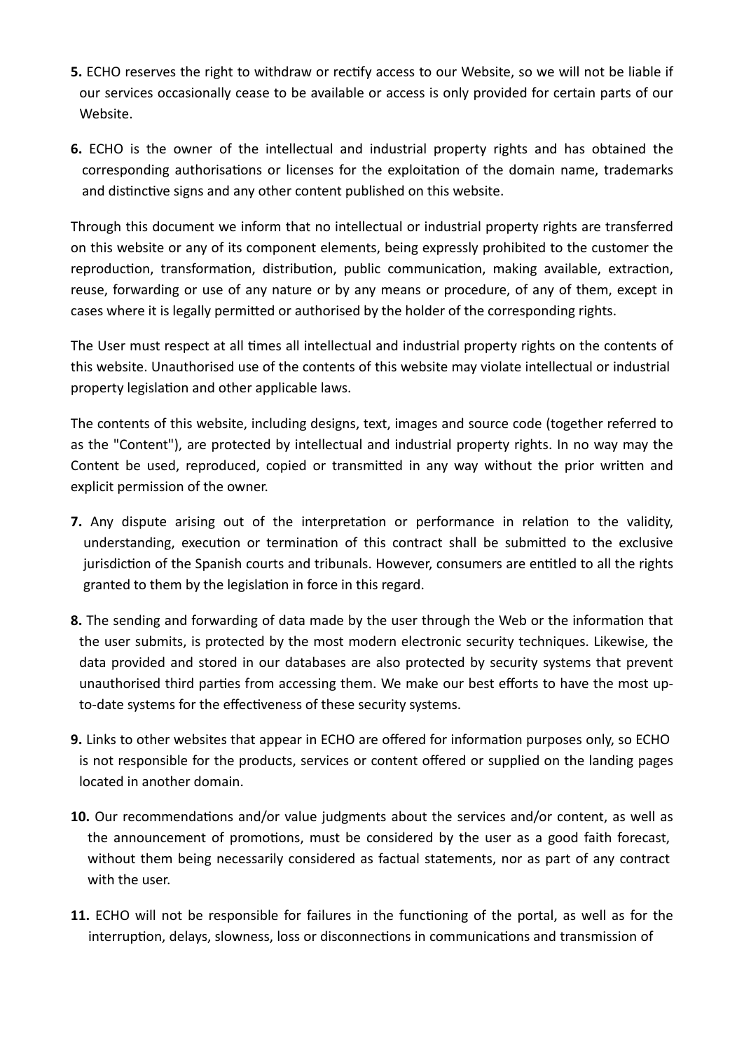**5.** ECHO reserves the right to withdraw or rectify access to our Website, so we will not be liable if our services occasionally cease to be available or access is only provided for certain parts of our Website.

**6.** ECHO is the owner of the intellectual and industrial property rights and has obtained the corresponding authorisations or licenses for the exploitation of the domain name, trademarks and distinctive signs and any other content published on this website.

Through this document we inform that no intellectual or industrial property rights are transferred on this website or any of its component elements, being expressly prohibited to the customer the reproduction, transformation, distribution, public communication, making available, extraction, reuse, forwarding or use of any nature or by any means or procedure, of any of them, except in cases where it is legally permitted or authorised by the holder of the corresponding rights.

The User must respect at all times all intellectual and industrial property rights on the contents of this website. Unauthorised use of the contents of this website may violate intellectual or industrial property legislation and other applicable laws.

The contents of this website, including designs, text, images and source code (together referred to as the "Content"), are protected by intellectual and industrial property rights. In no way may the Content be used, reproduced, copied or transmitted in any way without the prior written and explicit permission of the owner.

**7.** Any dispute arising out of the interpretation or performance in relation to the validity, understanding, execution or termination of this contract shall be submitted to the exclusive jurisdiction of the Spanish courts and tribunals. However, consumers are entitled to all the rights granted to them by the legislation in force in this regard.

**8.** The sending and forwarding of data made by the user through the Web or the information that the user submits, is protected by the most modern electronic security techniques. Likewise, the data provided and stored in our databases are also protected by security systems that prevent unauthorised third parties from accessing them. We make our best efforts to have the most up-to-date systems for the effectiveness of these security systems.

**9.** Links to other websites that appear in ECHO are offered for information purposes only, so ECHO is not responsible for the products, services or content offered or supplied on the landing pages located in another domain.

**10.** Our recommendations and/or value judgments about the services and/or content, as well as the announcement of promotions, must be considered by the user as a good faith forecast, without them being necessarily considered as factual statements, nor as part of any contract with the user.

**11.** ECHO will not be responsible for failures in the functioning of the portal, as well as for the interruption, delays, slowness, loss or disconnections in communications and transmission of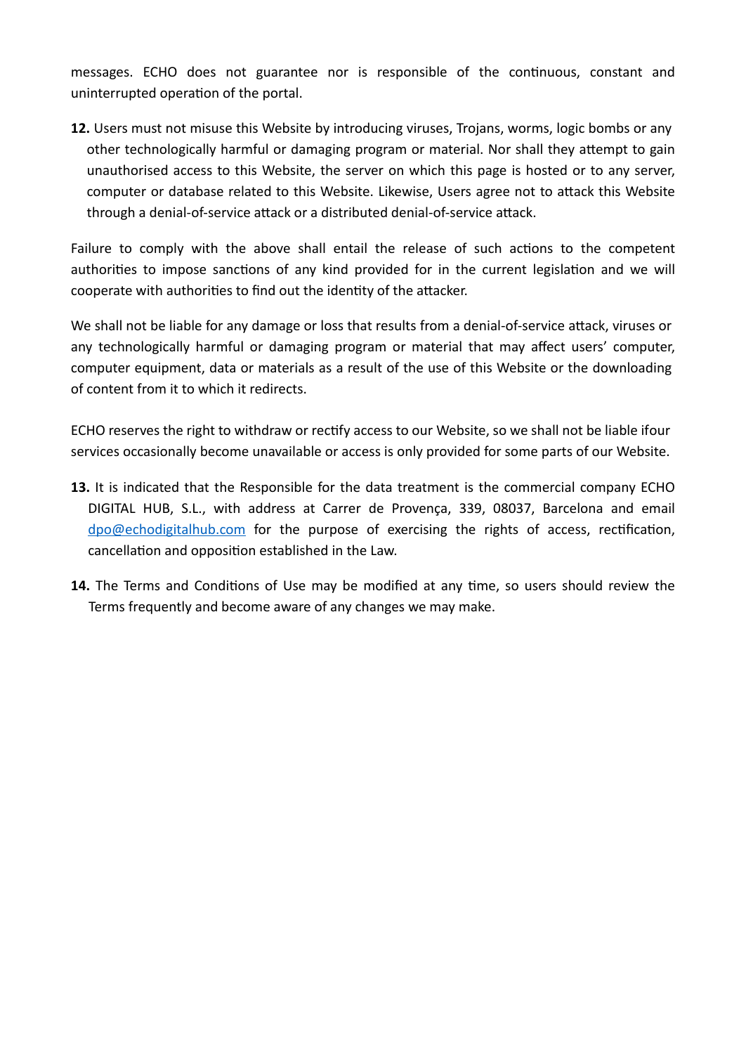messages. ECHO does not guarantee nor is responsible of the continuous, constant and uninterrupted operation of the portal.

**12.** Users must not misuse this Website by introducing viruses, Trojans, worms, logic bombs or any other technologically harmful or damaging program or material. Nor shall they attempt to gain unauthorised access to this Website, the server on which this page is hosted or to any server, computer or database related to this Website. Likewise, Users agree not to attack this Website through a denial-of-service attack or a distributed denial-of-service attack.

Failure to comply with the above shall entail the release of such actions to the competent authorities to impose sanctions of any kind provided for in the current legislation and we will cooperate with authorities to find out the identity of the attacker.

We shall not be liable for any damage or loss that results from a denial-of-service attack, viruses or any technologically harmful or damaging program or material that may affect users' computer, computer equipment, data or materials as a result of the use of this Website or the downloading of content from it to which it redirects.

ECHO reserves the right to withdraw or rectify access to our Website, so we shall not be liable ifour services occasionally become unavailable or access is only provided for some parts of our Website.

**13.** It is indicated that the Responsible for the data treatment is the commercial company ECHO DIGITAL HUB, S.L., with address at Carrer de Provença, 339, 08037, Barcelona and email [dpo@echodigitalhub.com](mailto:dpo@echodigitalhub.com) for the purpose of exercising the rights of access, rectification, cancellation and opposition established in the Law.

**14.** The Terms and Conditions of Use may be modified at any time, so users should review the Terms frequently and become aware of any changes we may make.